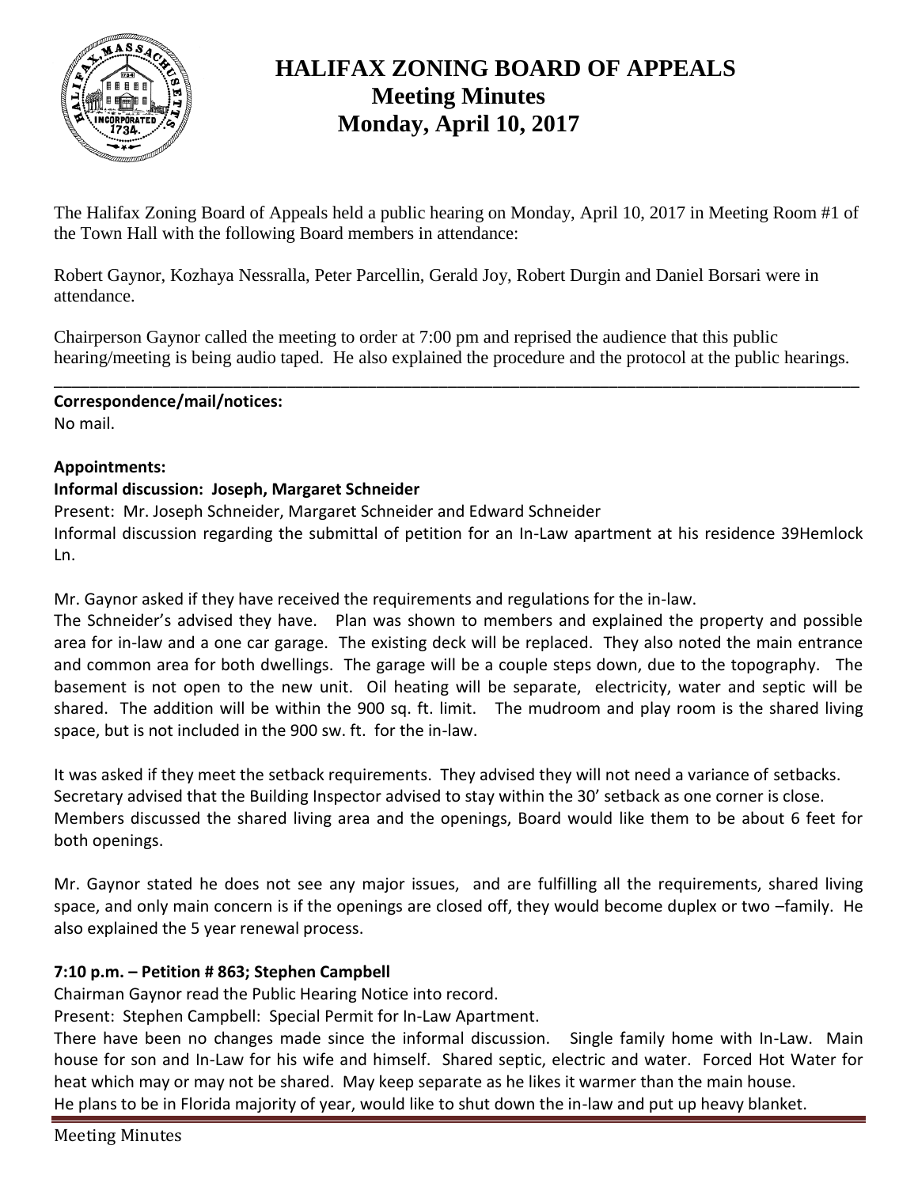# HALIFAX ZONING BOARD OF APPEALS
## Meeting Minutes
## Monday, April 10, 2017

The Halifax Zoning Board of Appeals held a public hearing on Monday, April 10, 2017 in Meeting Room #1 of the Town Hall with the following Board members in attendance:

Robert Gaynor, Kozhaya Nessralla, Peter Parcellin, Gerald Joy, Robert Durgin and Daniel Borsari were in attendance.

Chairperson Gaynor called the meeting to order at 7:00 pm and reprised the audience that this public hearing/meeting is being audio taped. He also explained the procedure and the protocol at the public hearings.

---

**Correspondence/mail/notices:**
No mail.

**Appointments:**
**Informal discussion: Joseph, Margaret Schneider**
Present: Mr. Joseph Schneider, Margaret Schneider and Edward Schneider
Informal discussion regarding the submittal of petition for an In-Law apartment at his residence 39Hemlock Ln.

Mr. Gaynor asked if they have received the requirements and regulations for the in-law.
The Schneider's advised they have. Plan was shown to members and explained the property and possible area for in-law and a one car garage. The existing deck will be replaced. They also noted the main entrance and common area for both dwellings. The garage will be a couple steps down, due to the topography. The basement is not open to the new unit. Oil heating will be separate, electricity, water and septic will be shared. The addition will be within the 900 sq. ft. limit. The mudroom and play room is the shared living space, but is not included in the 900 sw. ft. for the in-law.

It was asked if they meet the setback requirements. They advised they will not need a variance of setbacks. Secretary advised that the Building Inspector advised to stay within the 30' setback as one corner is close. Members discussed the shared living area and the openings, Board would like them to be about 6 feet for both openings.

Mr. Gaynor stated he does not see any major issues, and are fulfilling all the requirements, shared living space, and only main concern is if the openings are closed off, they would become duplex or two –family. He also explained the 5 year renewal process.

**7:10 p.m. – Petition # 863; Stephen Campbell**
Chairman Gaynor read the Public Hearing Notice into record.
Present: Stephen Campbell: Special Permit for In-Law Apartment.
There have been no changes made since the informal discussion. Single family home with In-Law. Main house for son and In-Law for his wife and himself. Shared septic, electric and water. Forced Hot Water for heat which may or may not be shared. May keep separate as he likes it warmer than the main house.
He plans to be in Florida majority of year, would like to shut down the in-law and put up heavy blanket.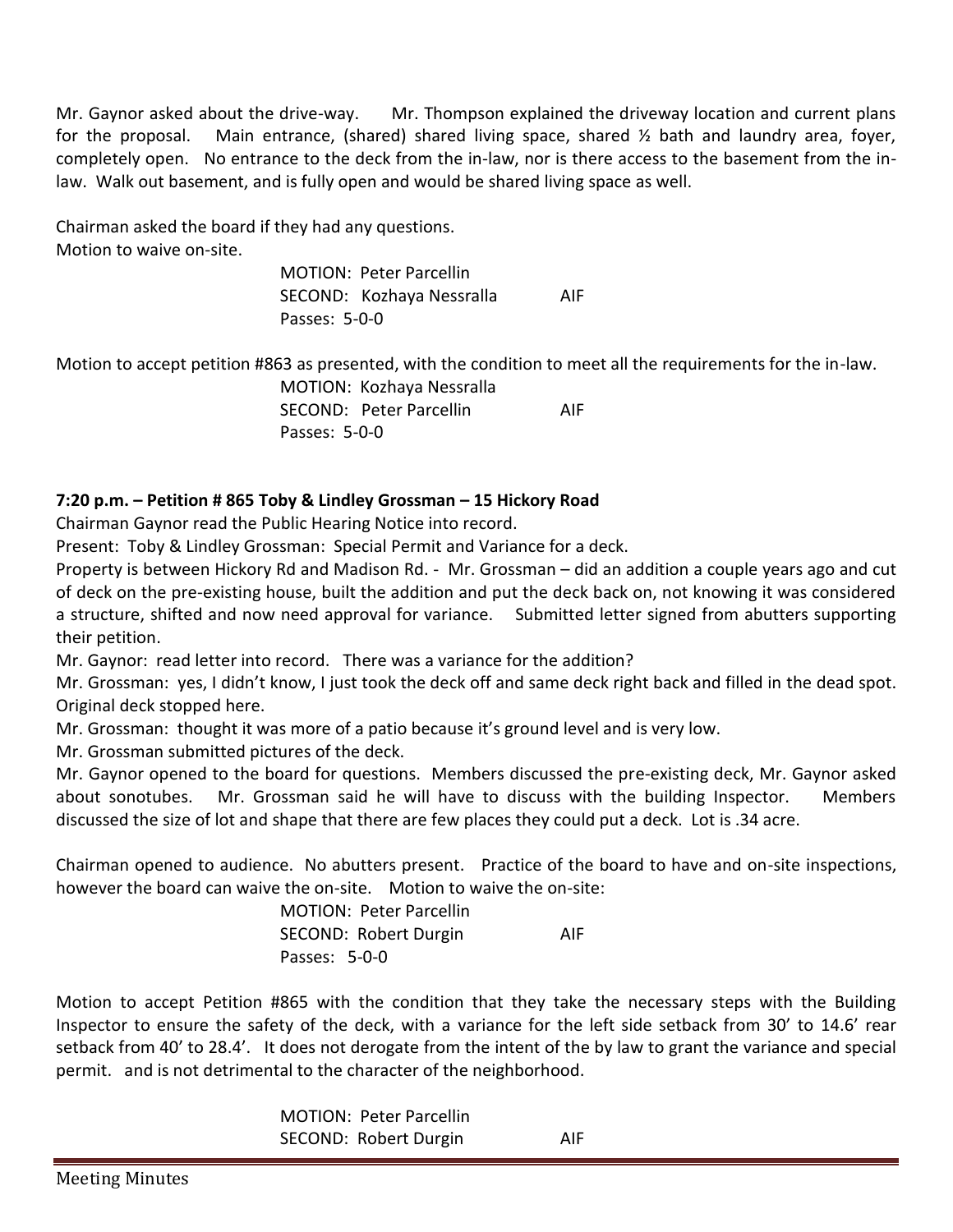Mr. Gaynor asked about the drive-way. Mr. Thompson explained the driveway location and current plans for the proposal. Main entrance, (shared) shared living space, shared ½ bath and laundry area, foyer, completely open. No entrance to the deck from the in-law, nor is there access to the basement from the in-law. Walk out basement, and is fully open and would be shared living space as well.

Chairman asked the board if they had any questions.
Motion to waive on-site.

MOTION: Peter Parcellin
SECOND: Kozhaya Nessralla AIF
Passes: 5-0-0

Motion to accept petition #863 as presented, with the condition to meet all the requirements for the in-law.

MOTION: Kozhaya Nessralla
SECOND: Peter Parcellin AIF
Passes: 5-0-0

**7:20 p.m. – Petition # 865 Toby & Lindley Grossman – 15 Hickory Road**

Chairman Gaynor read the Public Hearing Notice into record.

Present: Toby & Lindley Grossman: Special Permit and Variance for a deck.

Property is between Hickory Rd and Madison Rd. - Mr. Grossman – did an addition a couple years ago and cut of deck on the pre-existing house, built the addition and put the deck back on, not knowing it was considered a structure, shifted and now need approval for variance. Submitted letter signed from abutters supporting their petition.

Mr. Gaynor: read letter into record. There was a variance for the addition?

Mr. Grossman: yes, I didn't know, I just took the deck off and same deck right back and filled in the dead spot. Original deck stopped here.

Mr. Grossman: thought it was more of a patio because it's ground level and is very low.

Mr. Grossman submitted pictures of the deck.

Mr. Gaynor opened to the board for questions. Members discussed the pre-existing deck, Mr. Gaynor asked about sonotubes. Mr. Grossman said he will have to discuss with the building Inspector. Members discussed the size of lot and shape that there are few places they could put a deck. Lot is .34 acre.

Chairman opened to audience. No abutters present. Practice of the board to have and on-site inspections, however the board can waive the on-site. Motion to waive the on-site:

MOTION: Peter Parcellin
SECOND: Robert Durgin AIF
Passes: 5-0-0

Motion to accept Petition #865 with the condition that they take the necessary steps with the Building Inspector to ensure the safety of the deck, with a variance for the left side setback from 30' to 14.6' rear setback from 40' to 28.4'. It does not derogate from the intent of the by law to grant the variance and special permit. and is not detrimental to the character of the neighborhood.

MOTION: Peter Parcellin
SECOND: Robert Durgin AIF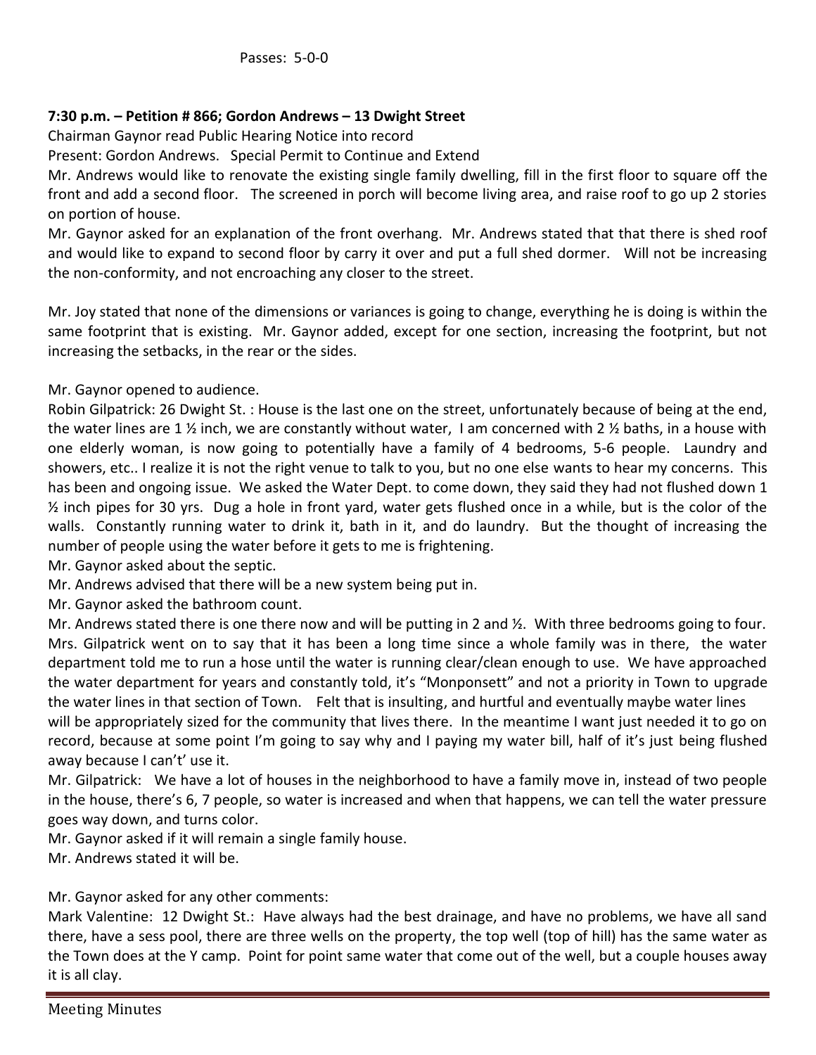Passes: 5-0-0

**7:30 p.m. – Petition # 866; Gordon Andrews – 13 Dwight Street**

Chairman Gaynor read Public Hearing Notice into record

Present: Gordon Andrews. Special Permit to Continue and Extend

Mr. Andrews would like to renovate the existing single family dwelling, fill in the first floor to square off the front and add a second floor. The screened in porch will become living area, and raise roof to go up 2 stories on portion of house.

Mr. Gaynor asked for an explanation of the front overhang. Mr. Andrews stated that that there is shed roof and would like to expand to second floor by carry it over and put a full shed dormer. Will not be increasing the non-conformity, and not encroaching any closer to the street.

Mr. Joy stated that none of the dimensions or variances is going to change, everything he is doing is within the same footprint that is existing. Mr. Gaynor added, except for one section, increasing the footprint, but not increasing the setbacks, in the rear or the sides.

Mr. Gaynor opened to audience.

Robin Gilpatrick: 26 Dwight St. : House is the last one on the street, unfortunately because of being at the end, the water lines are 1 ½ inch, we are constantly without water, I am concerned with 2 ½ baths, in a house with one elderly woman, is now going to potentially have a family of 4 bedrooms, 5-6 people. Laundry and showers, etc.. I realize it is not the right venue to talk to you, but no one else wants to hear my concerns. This has been and ongoing issue. We asked the Water Dept. to come down, they said they had not flushed down 1 ½ inch pipes for 30 yrs. Dug a hole in front yard, water gets flushed once in a while, but is the color of the walls. Constantly running water to drink it, bath in it, and do laundry. But the thought of increasing the number of people using the water before it gets to me is frightening.

Mr. Gaynor asked about the septic.

Mr. Andrews advised that there will be a new system being put in.

Mr. Gaynor asked the bathroom count.

Mr. Andrews stated there is one there now and will be putting in 2 and ½. With three bedrooms going to four.

Mrs. Gilpatrick went on to say that it has been a long time since a whole family was in there, the water department told me to run a hose until the water is running clear/clean enough to use. We have approached the water department for years and constantly told, it's "Monponsett" and not a priority in Town to upgrade the water lines in that section of Town. Felt that is insulting, and hurtful and eventually maybe water lines will be appropriately sized for the community that lives there. In the meantime I want just needed it to go on record, because at some point I'm going to say why and I paying my water bill, half of it's just being flushed away because I can't' use it.

Mr. Gilpatrick: We have a lot of houses in the neighborhood to have a family move in, instead of two people in the house, there's 6, 7 people, so water is increased and when that happens, we can tell the water pressure goes way down, and turns color.

Mr. Gaynor asked if it will remain a single family house.

Mr. Andrews stated it will be.

Mr. Gaynor asked for any other comments:

Mark Valentine: 12 Dwight St.: Have always had the best drainage, and have no problems, we have all sand there, have a sess pool, there are three wells on the property, the top well (top of hill) has the same water as the Town does at the Y camp. Point for point same water that come out of the well, but a couple houses away it is all clay.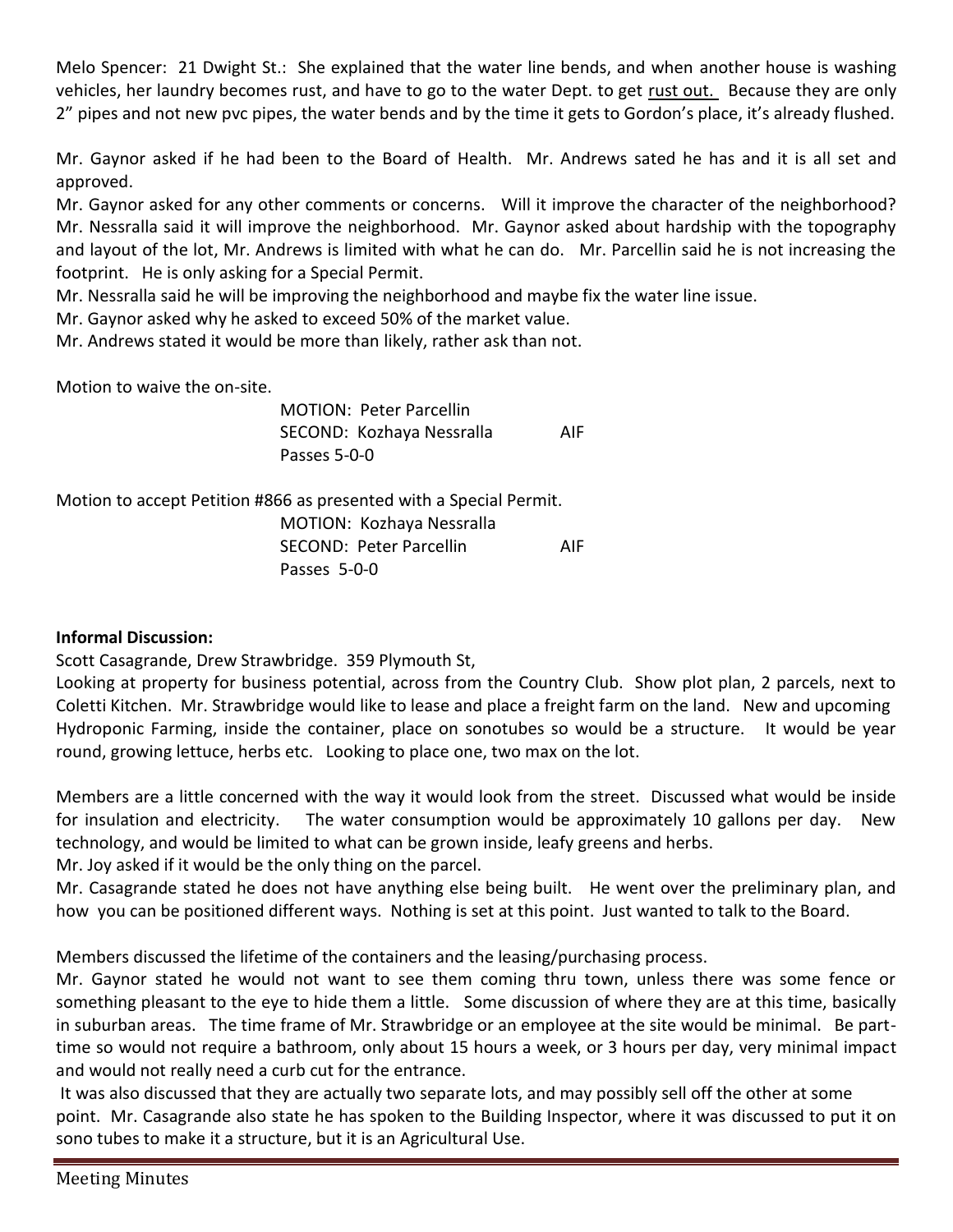Melo Spencer: 21 Dwight St.: She explained that the water line bends, and when another house is washing vehicles, her laundry becomes rust, and have to go to the water Dept. to get rust out. Because they are only 2" pipes and not new pvc pipes, the water bends and by the time it gets to Gordon's place, it's already flushed.

Mr. Gaynor asked if he had been to the Board of Health. Mr. Andrews sated he has and it is all set and approved.

Mr. Gaynor asked for any other comments or concerns. Will it improve the character of the neighborhood? Mr. Nessralla said it will improve the neighborhood. Mr. Gaynor asked about hardship with the topography and layout of the lot, Mr. Andrews is limited with what he can do. Mr. Parcellin said he is not increasing the footprint. He is only asking for a Special Permit.

Mr. Nessralla said he will be improving the neighborhood and maybe fix the water line issue.

Mr. Gaynor asked why he asked to exceed 50% of the market value.

Mr. Andrews stated it would be more than likely, rather ask than not.

Motion to waive the on-site.

MOTION: Peter Parcellin
SECOND: Kozhaya Nessralla AIF
Passes 5-0-0

Motion to accept Petition #866 as presented with a Special Permit.

MOTION: Kozhaya Nessralla
SECOND: Peter Parcellin AIF
Passes 5-0-0

**Informal Discussion:**

Scott Casagrande, Drew Strawbridge. 359 Plymouth St,

Looking at property for business potential, across from the Country Club. Show plot plan, 2 parcels, next to Coletti Kitchen. Mr. Strawbridge would like to lease and place a freight farm on the land. New and upcoming Hydroponic Farming, inside the container, place on sonotubes so would be a structure. It would be year round, growing lettuce, herbs etc. Looking to place one, two max on the lot.

Members are a little concerned with the way it would look from the street. Discussed what would be inside for insulation and electricity. The water consumption would be approximately 10 gallons per day. New technology, and would be limited to what can be grown inside, leafy greens and herbs.

Mr. Joy asked if it would be the only thing on the parcel.

Mr. Casagrande stated he does not have anything else being built. He went over the preliminary plan, and how you can be positioned different ways. Nothing is set at this point. Just wanted to talk to the Board.

Members discussed the lifetime of the containers and the leasing/purchasing process.

Mr. Gaynor stated he would not want to see them coming thru town, unless there was some fence or something pleasant to the eye to hide them a little. Some discussion of where they are at this time, basically in suburban areas. The time frame of Mr. Strawbridge or an employee at the site would be minimal. Be part-time so would not require a bathroom, only about 15 hours a week, or 3 hours per day, very minimal impact and would not really need a curb cut for the entrance.

It was also discussed that they are actually two separate lots, and may possibly sell off the other at some point. Mr. Casagrande also state he has spoken to the Building Inspector, where it was discussed to put it on sono tubes to make it a structure, but it is an Agricultural Use.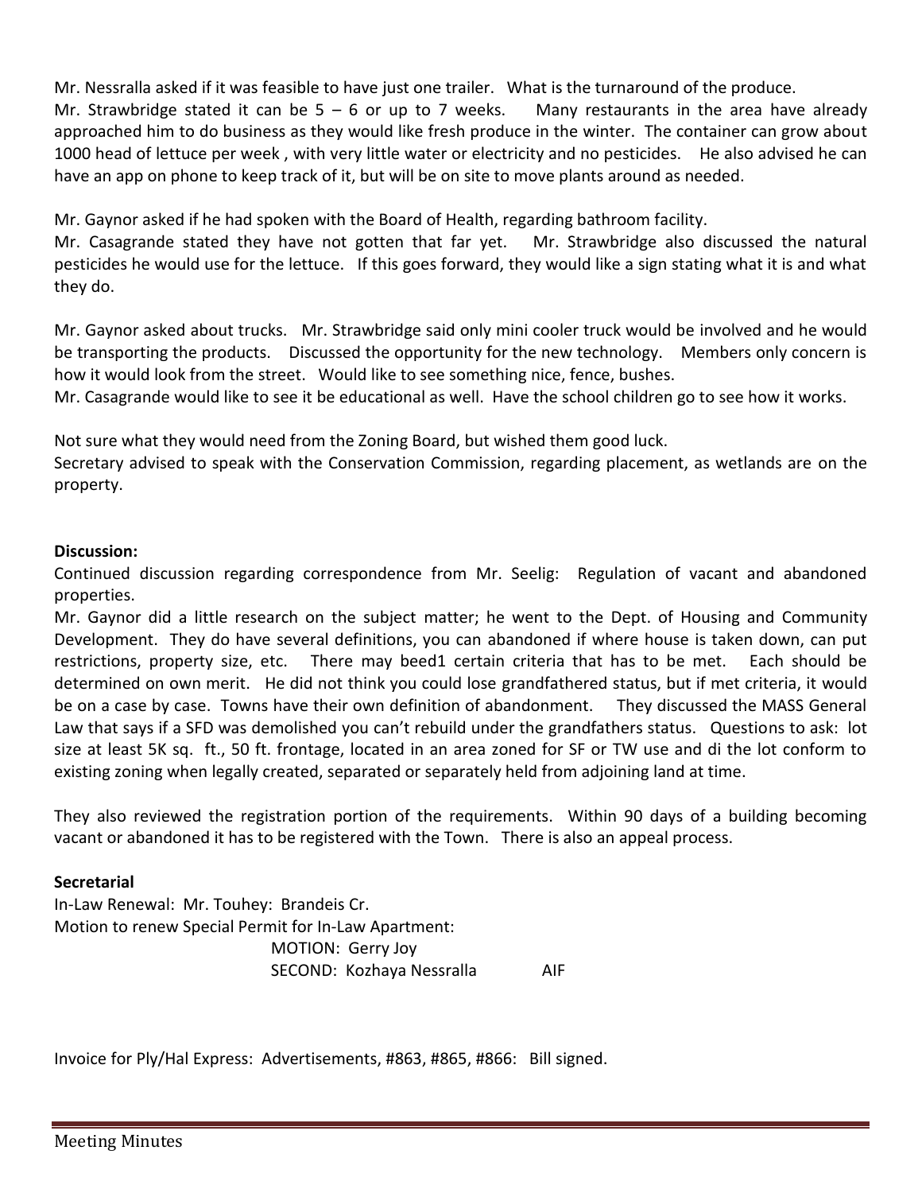Mr. Nessralla asked if it was feasible to have just one trailer. What is the turnaround of the produce.
Mr. Strawbridge stated it can be 5 – 6 or up to 7 weeks. Many restaurants in the area have already approached him to do business as they would like fresh produce in the winter. The container can grow about 1000 head of lettuce per week , with very little water or electricity and no pesticides. He also advised he can have an app on phone to keep track of it, but will be on site to move plants around as needed.

Mr. Gaynor asked if he had spoken with the Board of Health, regarding bathroom facility.
Mr. Casagrande stated they have not gotten that far yet. Mr. Strawbridge also discussed the natural pesticides he would use for the lettuce. If this goes forward, they would like a sign stating what it is and what they do.

Mr. Gaynor asked about trucks. Mr. Strawbridge said only mini cooler truck would be involved and he would be transporting the products. Discussed the opportunity for the new technology. Members only concern is how it would look from the street. Would like to see something nice, fence, bushes.
Mr. Casagrande would like to see it be educational as well. Have the school children go to see how it works.

Not sure what they would need from the Zoning Board, but wished them good luck.
Secretary advised to speak with the Conservation Commission, regarding placement, as wetlands are on the property.

**Discussion:**
Continued discussion regarding correspondence from Mr. Seelig: Regulation of vacant and abandoned properties.
Mr. Gaynor did a little research on the subject matter; he went to the Dept. of Housing and Community Development. They do have several definitions, you can abandoned if where house is taken down, can put restrictions, property size, etc. There may beed1 certain criteria that has to be met. Each should be determined on own merit. He did not think you could lose grandfathered status, but if met criteria, it would be on a case by case. Towns have their own definition of abandonment. They discussed the MASS General Law that says if a SFD was demolished you can't rebuild under the grandfathers status. Questions to ask: lot size at least 5K sq. ft., 50 ft. frontage, located in an area zoned for SF or TW use and di the lot conform to existing zoning when legally created, separated or separately held from adjoining land at time.

They also reviewed the registration portion of the requirements. Within 90 days of a building becoming vacant or abandoned it has to be registered with the Town. There is also an appeal process.

**Secretarial**
In-Law Renewal: Mr. Touhey: Brandeis Cr.
Motion to renew Special Permit for In-Law Apartment:

MOTION: Gerry Joy
SECOND: Kozhaya Nessralla AIF

Invoice for Ply/Hal Express: Advertisements, #863, #865, #866: Bill signed.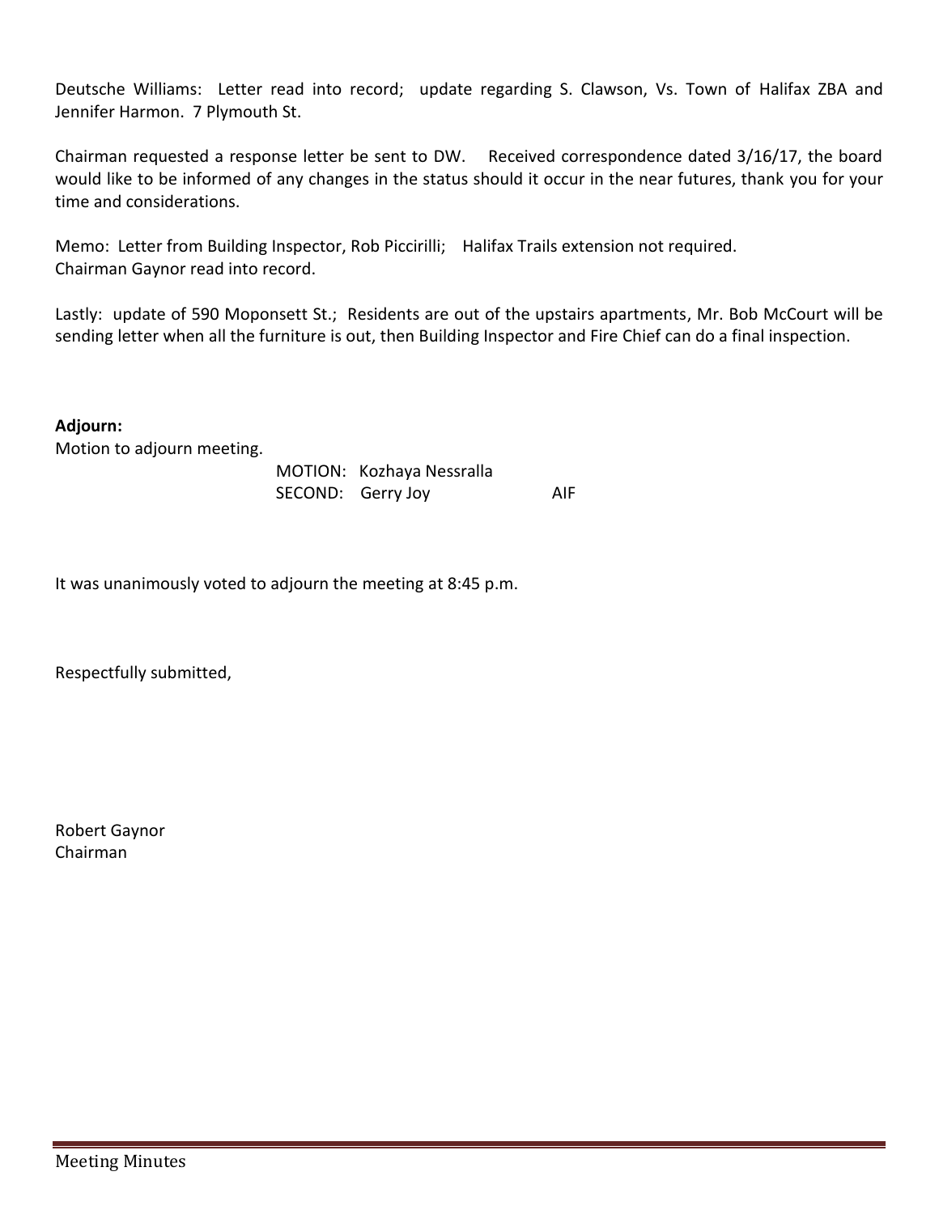Deutsche Williams: Letter read into record; update regarding S. Clawson, Vs. Town of Halifax ZBA and Jennifer Harmon. 7 Plymouth St.

Chairman requested a response letter be sent to DW. Received correspondence dated 3/16/17, the board would like to be informed of any changes in the status should it occur in the near futures, thank you for your time and considerations.

Memo: Letter from Building Inspector, Rob Piccirilli; Halifax Trails extension not required.
Chairman Gaynor read into record.

Lastly: update of 590 Moponsett St.; Residents are out of the upstairs apartments, Mr. Bob McCourt will be sending letter when all the furniture is out, then Building Inspector and Fire Chief can do a final inspection.

**Adjourn:**
Motion to adjourn meeting.

MOTION: Kozhaya Nessralla
SECOND: Gerry Joy AIF

It was unanimously voted to adjourn the meeting at 8:45 p.m.

Respectfully submitted,

Robert Gaynor
Chairman